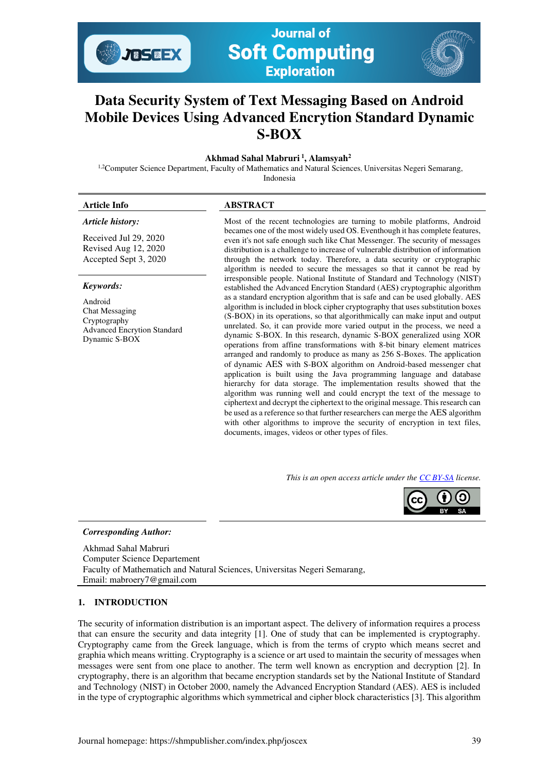# Data Security System of Text Messaging Based on Android Mobile Devices Using Advanced Encrytion Standard Dynamic S-BOX

**Akhmad Sahal Mabruri [1], Alamsyah[2]**

[1,2]Computer Science Department, Faculty of Mathematics and Natural Sciences, Universitas Negeri Semarang, Indonesia

## Article Info

***Article history:***

Received Jul 29, 2020
Revised Aug 12, 2020
Accepted Sept 3, 2020

***Keywords:***

Android
Chat Messaging
Cryptography
Advanced Encrytion Standard
Dynamic S-BOX

## ABSTRACT

Most of the recent technologies are turning to mobile platforms, Android becames one of the most widely used OS. Eventhough it has complete features, even it's not safe enough such like Chat Messenger. The security of messages distribution is a challenge to increase of vulnerable distribution of information through the network today. Therefore, a data security or cryptographic algorithm is needed to secure the messages so that it cannot be read by irresponsible people. National Institute of Standard and Technology (NIST) established the Advanced Encrytion Standard (AES) cryptographic algorithm as a standard encryption algorithm that is safe and can be used globally. AES algorithm is included in block cipher cryptography that uses substitution boxes (S-BOX) in its operations, so that algorithmically can make input and output unrelated. So, it can provide more varied output in the process, we need a dynamic S-BOX. In this research, dynamic S-BOX generalized using XOR operations from affine transformations with 8-bit binary element matrices arranged and randomly to produce as many as 256 S-Boxes. The application of dynamic AES with S-BOX algorithm on Android-based messenger chat application is built using the Java programming language and database hierarchy for data storage. The implementation results showed that the algorithm was running well and could encrypt the text of the message to ciphertext and decrypt the ciphertext to the original message. This research can be used as a reference so that further researchers can merge the AES algorithm with other algorithms to improve the security of encryption in text files, documents, images, videos or other types of files.

*This is an open access article under the CC BY-SA license.*

***Corresponding Author:***

Akhmad Sahal Mabruri
Computer Science Departement
Faculty of Mathematich and Natural Sciences, Universitas Negeri Semarang,
Email: mabroery7@gmail.com

## 1. INTRODUCTION

The security of information distribution is an important aspect. The delivery of information requires a process that can ensure the security and data integrity [1]. One of study that can be implemented is cryptography. Cryptography came from the Greek language, which is from the terms of crypto which means secret and graphia which means writting. Cryptography is a science or art used to maintain the security of messages when messages were sent from one place to another. The term well known as encryption and decryption [2]. In cryptography, there is an algorithm that became encryption standards set by the National Institute of Standard and Technology (NIST) in October 2000, namely the Advanced Encryption Standard (AES). AES is included in the type of cryptographic algorithms which symmetrical and cipher block characteristics [3]. This algorithm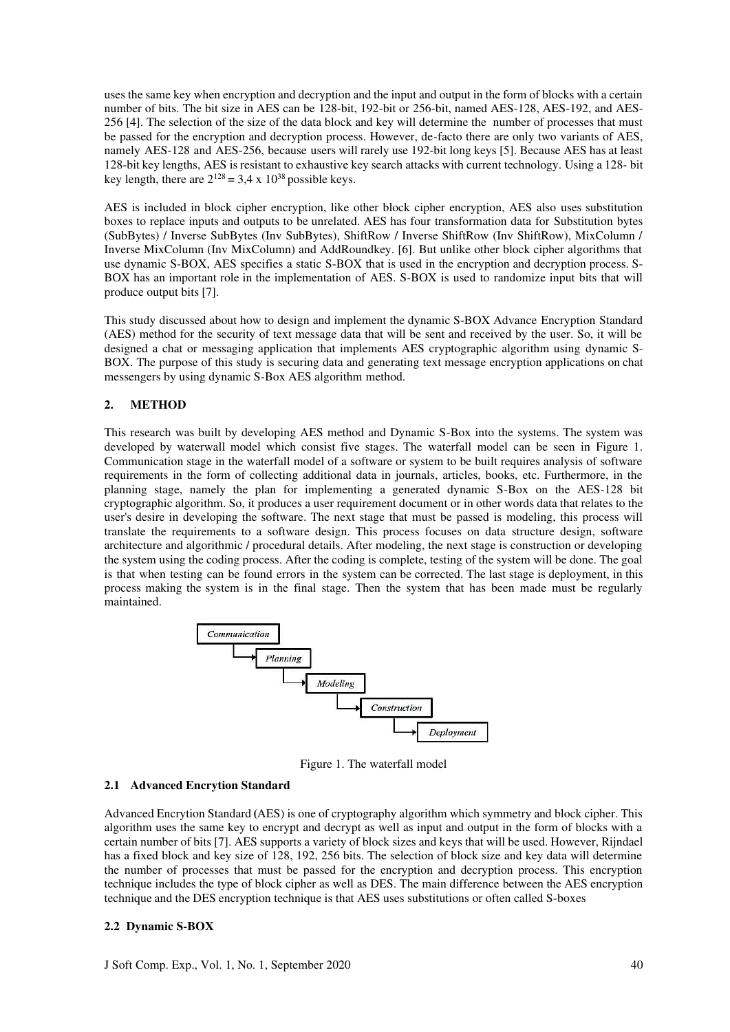uses the same key when encryption and decryption and the input and output in the form of blocks with a certain number of bits. The bit size in AES can be 128-bit, 192-bit or 256-bit, named AES-128, AES-192, and AES-256 [4]. The selection of the size of the data block and key will determine the number of processes that must be passed for the encryption and decryption process. However, de-facto there are only two variants of AES, namely AES-128 and AES-256, because users will rarely use 192-bit long keys [5]. Because AES has at least 128-bit key lengths, AES is resistant to exhaustive key search attacks with current technology. Using a 128- bit key length, there are $2^{128} = 3{,}4 \times 10^{38}$ possible keys.

AES is included in block cipher encryption, like other block cipher encryption, AES also uses substitution boxes to replace inputs and outputs to be unrelated. AES has four transformation data for Substitution bytes (SubBytes) / Inverse SubBytes (Inv SubBytes), ShiftRow / Inverse ShiftRow (Inv ShiftRow), MixColumn / Inverse MixColumn (Inv MixColumn) and AddRoundkey. [6]. But unlike other block cipher algorithms that use dynamic S-BOX, AES specifies a static S-BOX that is used in the encryption and decryption process. S-BOX has an important role in the implementation of AES. S-BOX is used to randomize input bits that will produce output bits [7].

This study discussed about how to design and implement the dynamic S-BOX Advance Encryption Standard (AES) method for the security of text message data that will be sent and received by the user. So, it will be designed a chat or messaging application that implements AES cryptographic algorithm using dynamic S-BOX. The purpose of this study is securing data and generating text message encryption applications on chat messengers by using dynamic S-Box AES algorithm method.

## 2. METHOD

This research was built by developing AES method and Dynamic S-Box into the systems. The system was developed by waterwall model which consist five stages. The waterfall model can be seen in Figure 1. Communication stage in the waterfall model of a software or system to be built requires analysis of software requirements in the form of collecting additional data in journals, articles, books, etc. Furthermore, in the planning stage, namely the plan for implementing a generated dynamic S-Box on the AES-128 bit cryptographic algorithm. So, it produces a user requirement document or in other words data that relates to the user's desire in developing the software. The next stage that must be passed is modeling, this process will translate the requirements to a software design. This process focuses on data structure design, software architecture and algorithmic / procedural details. After modeling, the next stage is construction or developing the system using the coding process. After the coding is complete, testing of the system will be done. The goal is that when testing can be found errors in the system can be corrected. The last stage is deployment, in this process making the system is in the final stage. Then the system that has been made must be regularly maintained.

*Communication* → *Planning* → *Modeling* → *Construction* → *Deployment*

Figure 1. The waterfall model

### 2.1 Advanced Encrytion Standard

Advanced Encrytion Standard (AES) is one of cryptography algorithm which symmetry and block cipher. This algorithm uses the same key to encrypt and decrypt as well as input and output in the form of blocks with a certain number of bits [7]. AES supports a variety of block sizes and keys that will be used. However, Rijndael has a fixed block and key size of 128, 192, 256 bits. The selection of block size and key data will determine the number of processes that must be passed for the encryption and decryption process. This encryption technique includes the type of block cipher as well as DES. The main difference between the AES encryption technique and the DES encryption technique is that AES uses substitutions or often called S-boxes

### 2.2 Dynamic S-BOX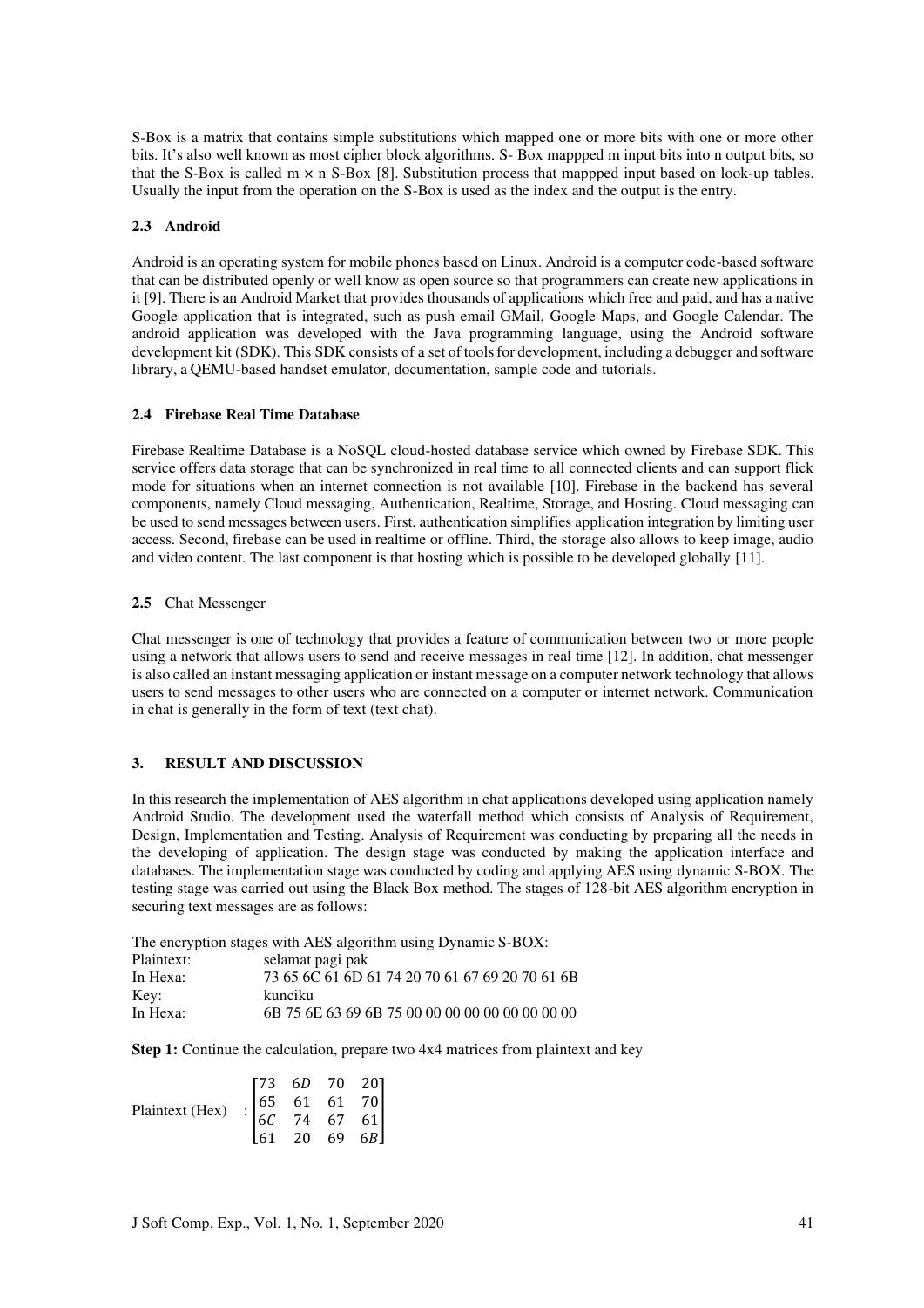S-Box is a matrix that contains simple substitutions which mapped one or more bits with one or more other bits. It's also well known as most cipher block algorithms. S- Box mappped m input bits into n output bits, so that the S-Box is called m × n S-Box [8]. Substitution process that mappped input based on look-up tables. Usually the input from the operation on the S-Box is used as the index and the output is the entry.

### 2.3 Android

Android is an operating system for mobile phones based on Linux. Android is a computer code-based software that can be distributed openly or well know as open source so that programmers can create new applications in it [9]. There is an Android Market that provides thousands of applications which free and paid, and has a native Google application that is integrated, such as push email GMail, Google Maps, and Google Calendar. The android application was developed with the Java programming language, using the Android software development kit (SDK). This SDK consists of a set of tools for development, including a debugger and software library, a QEMU-based handset emulator, documentation, sample code and tutorials.

### 2.4 Firebase Real Time Database

Firebase Realtime Database is a NoSQL cloud-hosted database service which owned by Firebase SDK. This service offers data storage that can be synchronized in real time to all connected clients and can support flick mode for situations when an internet connection is not available [10]. Firebase in the backend has several components, namely Cloud messaging, Authentication, Realtime, Storage, and Hosting. Cloud messaging can be used to send messages between users. First, authentication simplifies application integration by limiting user access. Second, firebase can be used in realtime or offline. Third, the storage also allows to keep image, audio and video content. The last component is that hosting which is possible to be developed globally [11].

### 2.5 Chat Messenger

Chat messenger is one of technology that provides a feature of communication between two or more people using a network that allows users to send and receive messages in real time [12]. In addition, chat messenger is also called an instant messaging application or instant message on a computer network technology that allows users to send messages to other users who are connected on a computer or internet network. Communication in chat is generally in the form of text (text chat).

## 3. RESULT AND DISCUSSION

In this research the implementation of AES algorithm in chat applications developed using application namely Android Studio. The development used the waterfall method which consists of Analysis of Requirement, Design, Implementation and Testing. Analysis of Requirement was conducting by preparing all the needs in the developing of application. The design stage was conducted by making the application interface and databases. The implementation stage was conducted by coding and applying AES using dynamic S-BOX. The testing stage was carried out using the Black Box method. The stages of 128-bit AES algorithm encryption in securing text messages are as follows:

The encryption stages with AES algorithm using Dynamic S-BOX:

Plaintext: selamat pagi pak
In Hexa: 73 65 6C 61 6D 61 74 20 70 61 67 69 20 70 61 6B
Key: kunciku
In Hexa: 6B 75 6E 63 69 6B 75 00 00 00 00 00 00 00 00 00

**Step 1:** Continue the calculation, prepare two 4x4 matrices from plaintext and key

Plaintext (Hex) :
$$\begin{bmatrix} 73 & 6D & 70 & 20 \\ 65 & 61 & 61 & 70 \\ 6C & 74 & 67 & 61 \\ 61 & 20 & 69 & 6B \end{bmatrix}$$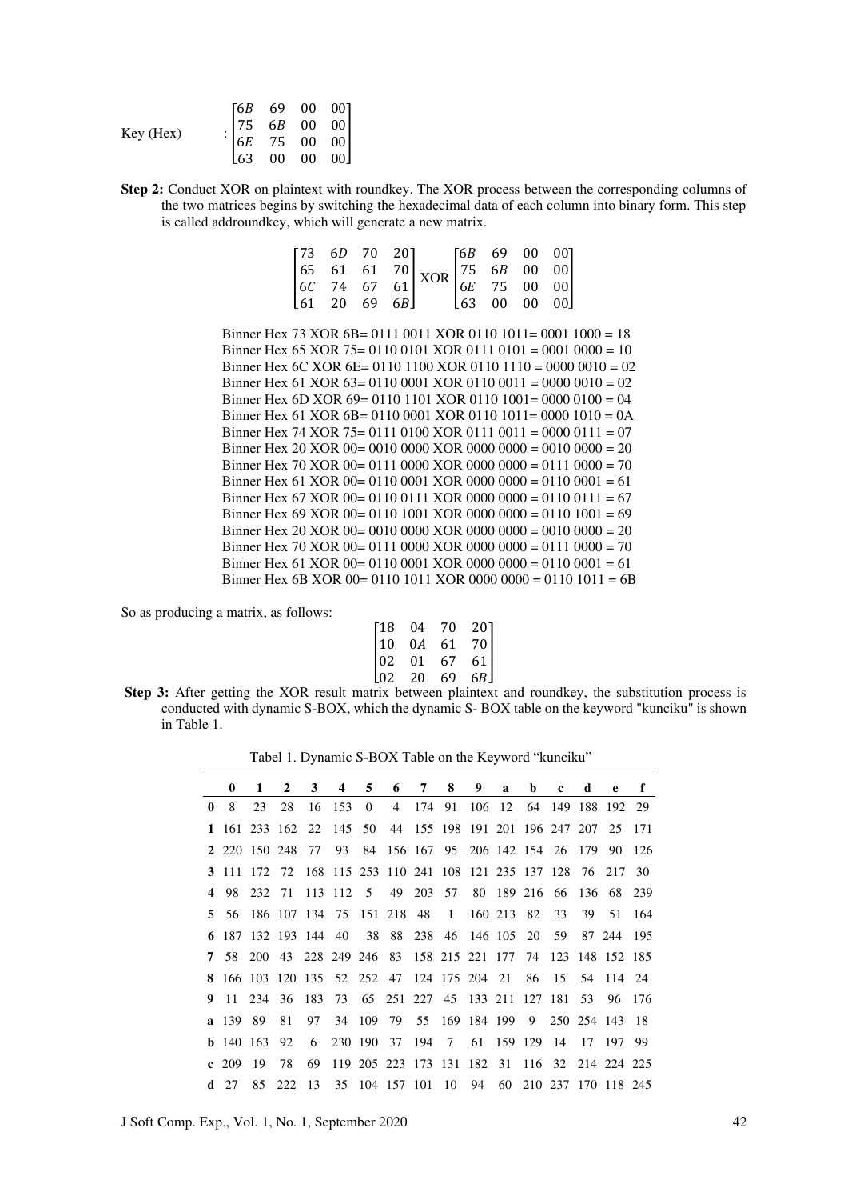Key (Hex) : $\begin{bmatrix} 6B & 69 & 00 & 00 \\ 75 & 6B & 00 & 00 \\ 6E & 75 & 00 & 00 \\ 63 & 00 & 00 & 00 \end{bmatrix}$

**Step 2:** Conduct XOR on plaintext with roundkey. The XOR process between the corresponding columns of the two matrices begins by switching the hexadecimal data of each column into binary form. This step is called addroundkey, which will generate a new matrix.

$$\begin{bmatrix} 73 & 6D & 70 & 20 \\ 65 & 61 & 61 & 70 \\ 6C & 74 & 67 & 61 \\ 61 & 20 & 69 & 6B \end{bmatrix} \text{XOR} \begin{bmatrix} 6B & 69 & 00 & 00 \\ 75 & 6B & 00 & 00 \\ 6E & 75 & 00 & 00 \\ 63 & 00 & 00 & 00 \end{bmatrix}$$

Binner Hex 73 XOR 6B= 0111 0011 XOR 0110 1011= 0001 1000 = 18
Binner Hex 65 XOR 75= 0110 0101 XOR 0111 0101 = 0001 0000 = 10
Binner Hex 6C XOR 6E= 0110 1100 XOR 0110 1110 = 0000 0010 = 02
Binner Hex 61 XOR 63= 0110 0001 XOR 0110 0011 = 0000 0010 = 02
Binner Hex 6D XOR 69= 0110 1101 XOR 0110 1001= 0000 0100 = 04
Binner Hex 61 XOR 6B= 0110 0001 XOR 0110 1011= 0000 1010 = 0A
Binner Hex 74 XOR 75= 0111 0100 XOR 0111 0011 = 0000 0111 = 07
Binner Hex 20 XOR 00= 0010 0000 XOR 0000 0000 = 0010 0000 = 20
Binner Hex 70 XOR 00= 0111 0000 XOR 0000 0000 = 0111 0000 = 70
Binner Hex 61 XOR 00= 0110 0001 XOR 0000 0000 = 0110 0001 = 61
Binner Hex 67 XOR 00= 0110 0111 XOR 0000 0000 = 0110 0111 = 67
Binner Hex 69 XOR 00= 0110 1001 XOR 0000 0000 = 0110 1001 = 69
Binner Hex 20 XOR 00= 0010 0000 XOR 0000 0000 = 0010 0000 = 20
Binner Hex 70 XOR 00= 0111 0000 XOR 0000 0000 = 0111 0000 = 70
Binner Hex 61 XOR 00= 0110 0001 XOR 0000 0000 = 0110 0001 = 61
Binner Hex 6B XOR 00= 0110 1011 XOR 0000 0000 = 0110 1011 = 6B

So as producing a matrix, as follows:

$$\begin{bmatrix} 18 & 04 & 70 & 20 \\ 10 & 0A & 61 & 70 \\ 02 & 01 & 67 & 61 \\ 02 & 20 & 69 & 6B \end{bmatrix}$$

**Step 3:** After getting the XOR result matrix between plaintext and roundkey, the substitution process is conducted with dynamic S-BOX, which the dynamic S- BOX table on the keyword "kunciku" is shown in Table 1.

Tabel 1. Dynamic S-BOX Table on the Keyword "kunciku"

| | **0** | **1** | **2** | **3** | **4** | **5** | **6** | **7** | **8** | **9** | **a** | **b** | **c** | **d** | **e** | **f** |
|---|---|---|---|---|---|---|---|---|---|---|---|---|---|---|---|---|
| **0** | 8 | 23 | 28 | 16 | 153 | 0 | 4 | 174 | 91 | 106 | 12 | 64 | 149 | 188 | 192 | 29 |
| **1** | 161 | 233 | 162 | 22 | 145 | 50 | 44 | 155 | 198 | 191 | 201 | 196 | 247 | 207 | 25 | 171 |
| **2** | 220 | 150 | 248 | 77 | 93 | 84 | 156 | 167 | 95 | 206 | 142 | 154 | 26 | 179 | 90 | 126 |
| **3** | 111 | 172 | 72 | 168 | 115 | 253 | 110 | 241 | 108 | 121 | 235 | 137 | 128 | 76 | 217 | 30 |
| **4** | 98 | 232 | 71 | 113 | 112 | 5 | 49 | 203 | 57 | 80 | 189 | 216 | 66 | 136 | 68 | 239 |
| **5** | 56 | 186 | 107 | 134 | 75 | 151 | 218 | 48 | 1 | 160 | 213 | 82 | 33 | 39 | 51 | 164 |
| **6** | 187 | 132 | 193 | 144 | 40 | 38 | 88 | 238 | 46 | 146 | 105 | 20 | 59 | 87 | 244 | 195 |
| **7** | 58 | 200 | 43 | 228 | 249 | 246 | 83 | 158 | 215 | 221 | 177 | 74 | 123 | 148 | 152 | 185 |
| **8** | 166 | 103 | 120 | 135 | 52 | 252 | 47 | 124 | 175 | 204 | 21 | 86 | 15 | 54 | 114 | 24 |
| **9** | 11 | 234 | 36 | 183 | 73 | 65 | 251 | 227 | 45 | 133 | 211 | 127 | 181 | 53 | 96 | 176 |
| **a** | 139 | 89 | 81 | 97 | 34 | 109 | 79 | 55 | 169 | 184 | 199 | 9 | 250 | 254 | 143 | 18 |
| **b** | 140 | 163 | 92 | 6 | 230 | 190 | 37 | 194 | 7 | 61 | 159 | 129 | 14 | 17 | 197 | 99 |
| **c** | 209 | 19 | 78 | 69 | 119 | 205 | 223 | 173 | 131 | 182 | 31 | 116 | 32 | 214 | 224 | 225 |
| **d** | 27 | 85 | 222 | 13 | 35 | 104 | 157 | 101 | 10 | 94 | 60 | 210 | 237 | 170 | 118 | 245 |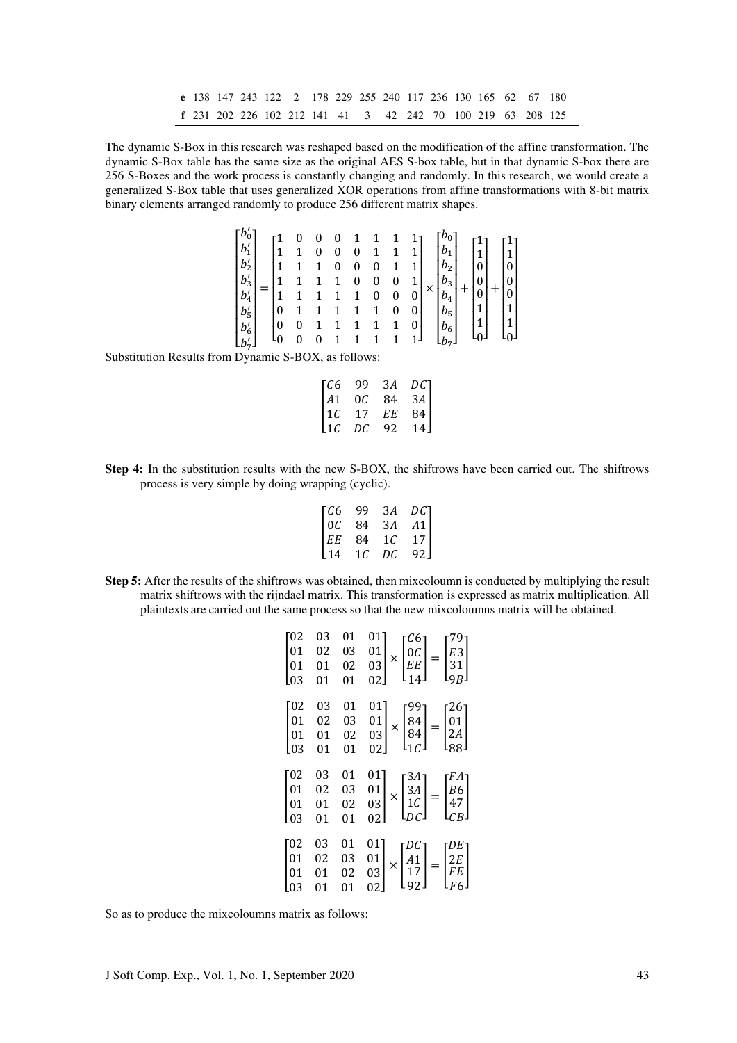| | | | | | | | | | | | | | | | | |
|---|---|---|---|---|---|---|---|---|---|---|---|---|---|---|---|---|
| **e** | 138 | 147 | 243 | 122 | 2 | 178 | 229 | 255 | 240 | 117 | 236 | 130 | 165 | 62 | 67 | 180 |
| **f** | 231 | 202 | 226 | 102 | 212 | 141 | 41 | 3 | 42 | 242 | 70 | 100 | 219 | 63 | 208 | 125 |

The dynamic S-Box in this research was reshaped based on the modification of the affine transformation. The dynamic S-Box table has the same size as the original AES S-box table, but in that dynamic S-box there are 256 S-Boxes and the work process is constantly changing and randomly. In this research, we would create a generalized S-Box table that uses generalized XOR operations from affine transformations with 8-bit matrix binary elements arranged randomly to produce 256 different matrix shapes.

$$\begin{bmatrix} b'_0 \\ b'_1 \\ b'_2 \\ b'_3 \\ b'_4 \\ b'_5 \\ b'_6 \\ b'_7 \end{bmatrix} = \begin{bmatrix} 1 & 0 & 0 & 0 & 1 & 1 & 1 & 1 \\ 1 & 1 & 0 & 0 & 0 & 1 & 1 & 1 \\ 1 & 1 & 1 & 0 & 0 & 0 & 1 & 1 \\ 1 & 1 & 1 & 1 & 0 & 0 & 0 & 1 \\ 1 & 1 & 1 & 1 & 1 & 0 & 0 & 0 \\ 0 & 1 & 1 & 1 & 1 & 1 & 0 & 0 \\ 0 & 0 & 1 & 1 & 1 & 1 & 1 & 0 \\ 0 & 0 & 0 & 1 & 1 & 1 & 1 & 1 \end{bmatrix} \times \begin{bmatrix} b_0 \\ b_1 \\ b_2 \\ b_3 \\ b_4 \\ b_5 \\ b_6 \\ b_7 \end{bmatrix} + \begin{bmatrix} 1 \\ 1 \\ 0 \\ 0 \\ 0 \\ 1 \\ 1 \\ 0 \end{bmatrix} + \begin{bmatrix} 1 \\ 1 \\ 0 \\ 0 \\ 0 \\ 1 \\ 1 \\ 0 \end{bmatrix}$$

Substitution Results from Dynamic S-BOX, as follows:

$$\begin{bmatrix} C6 & 99 & 3A & DC \\ A1 & 0C & 84 & 3A \\ 1C & 17 & EE & 84 \\ 1C & DC & 92 & 14 \end{bmatrix}$$

**Step 4:** In the substitution results with the new S-BOX, the shiftrows have been carried out. The shiftrows process is very simple by doing wrapping (cyclic).

$$\begin{bmatrix} C6 & 99 & 3A & DC \\ 0C & 84 & 3A & A1 \\ EE & 84 & 1C & 17 \\ 14 & 1C & DC & 92 \end{bmatrix}$$

**Step 5:** After the results of the shiftrows was obtained, then mixcoloumn is conducted by multiplying the result matrix shiftrows with the rijndael matrix. This transformation is expressed as matrix multiplication. All plaintexts are carried out the same process so that the new mixcoloumns matrix will be obtained.

$$\begin{bmatrix} 02 & 03 & 01 & 01 \\ 01 & 02 & 03 & 01 \\ 01 & 01 & 02 & 03 \\ 03 & 01 & 01 & 02 \end{bmatrix} \times \begin{bmatrix} C6 \\ 0C \\ EE \\ 14 \end{bmatrix} = \begin{bmatrix} 79 \\ E3 \\ 31 \\ 9B \end{bmatrix}$$

$$\begin{bmatrix} 02 & 03 & 01 & 01 \\ 01 & 02 & 03 & 01 \\ 01 & 01 & 02 & 03 \\ 03 & 01 & 01 & 02 \end{bmatrix} \times \begin{bmatrix} 99 \\ 84 \\ 84 \\ 1C \end{bmatrix} = \begin{bmatrix} 26 \\ 01 \\ 2A \\ 88 \end{bmatrix}$$

$$\begin{bmatrix} 02 & 03 & 01 & 01 \\ 01 & 02 & 03 & 01 \\ 01 & 01 & 02 & 03 \\ 03 & 01 & 01 & 02 \end{bmatrix} \times \begin{bmatrix} 3A \\ 3A \\ 1C \\ DC \end{bmatrix} = \begin{bmatrix} FA \\ B6 \\ 47 \\ CB \end{bmatrix}$$

$$\begin{bmatrix} 02 & 03 & 01 & 01 \\ 01 & 02 & 03 & 01 \\ 01 & 01 & 02 & 03 \\ 03 & 01 & 01 & 02 \end{bmatrix} \times \begin{bmatrix} DC \\ A1 \\ 17 \\ 92 \end{bmatrix} = \begin{bmatrix} DE \\ 2E \\ FE \\ F6 \end{bmatrix}$$

So as to produce the mixcoloumns matrix as follows: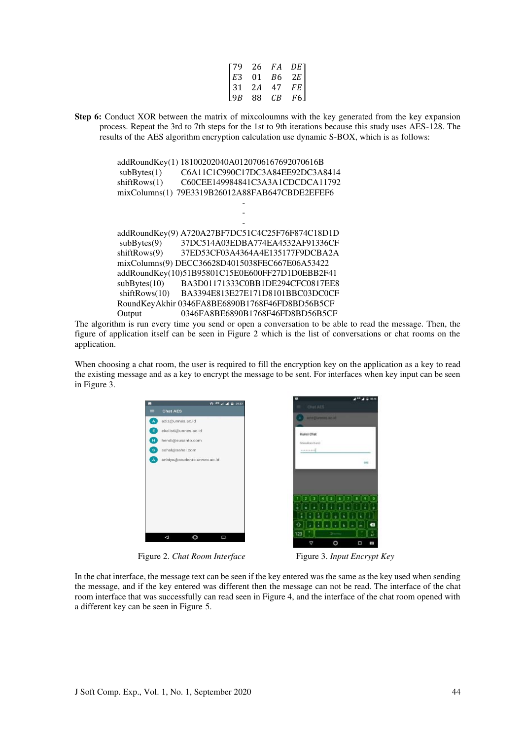$$\begin{bmatrix} 79 & 26 & FA & DE \\ E3 & 01 & B6 & 2E \\ 31 & 2A & 47 & FE \\ 9B & 88 & CB & F6 \end{bmatrix}$$

**Step 6:** Conduct XOR between the matrix of mixcoloumns with the key generated from the key expansion process. Repeat the 3rd to 7th steps for the 1st to 9th iterations because this study uses AES-128. The results of the AES algorithm encryption calculation use dynamic S-BOX, which is as follows:

```
addRoundKey(1) 18100202040A0120706167692070616B
subBytes(1)    C6A11C1C990C17DC3A84EE92DC3A8414
shiftRows(1)   C60CEE149984841C3A3A1CDCDCA11792
mixColumns(1)  79E3319B26012A88FAB647CBDE2EFEF6
                              -
                              -
                              -
addRoundKey(9) A720A27BF7DC51C4C25F76F874C18D1D
subBytes(9)    37DC514A03EDBA774EA4532AF91336CF
shiftRows(9)   37ED53CF03A4364A4E135177F9DCBA2A
mixColumns(9)  DECC36628D4015038FEC667E06A53422
addRoundKey(10)51B95801C15E0E600FF27D1D0EBB2F41
subBytes(10)   BA3D01171333C0BB1DE294CFC0817EE8
shiftRows(10)  BA3394E813E27E171D8101BBC03DC0CF
RoundKeyAkhir  0346FA8BE6890B1768F46FD8BD56B5CF
Output         0346FA8BE6890B1768F46FD8BD56B5CF
```

The algorithm is run every time you send or open a conversation to be able to read the message. Then, the figure of application itself can be seen in Figure 2 which is the list of conversations or chat rooms on the application.

When choosing a chat room, the user is required to fill the encryption key on the application as a key to read the existing message and as a key to encrypt the message to be sent. For interfaces when key input can be seen in Figure 3.

Figure 2. *Chat Room Interface*

Figure 3. *Input Encrypt Key*

In the chat interface, the message text can be seen if the key entered was the same as the key used when sending the message, and if the key entered was different then the message can not be read. The interface of the chat room interface that was successfully can read seen in Figure 4, and the interface of the chat room opened with a different key can be seen in Figure 5.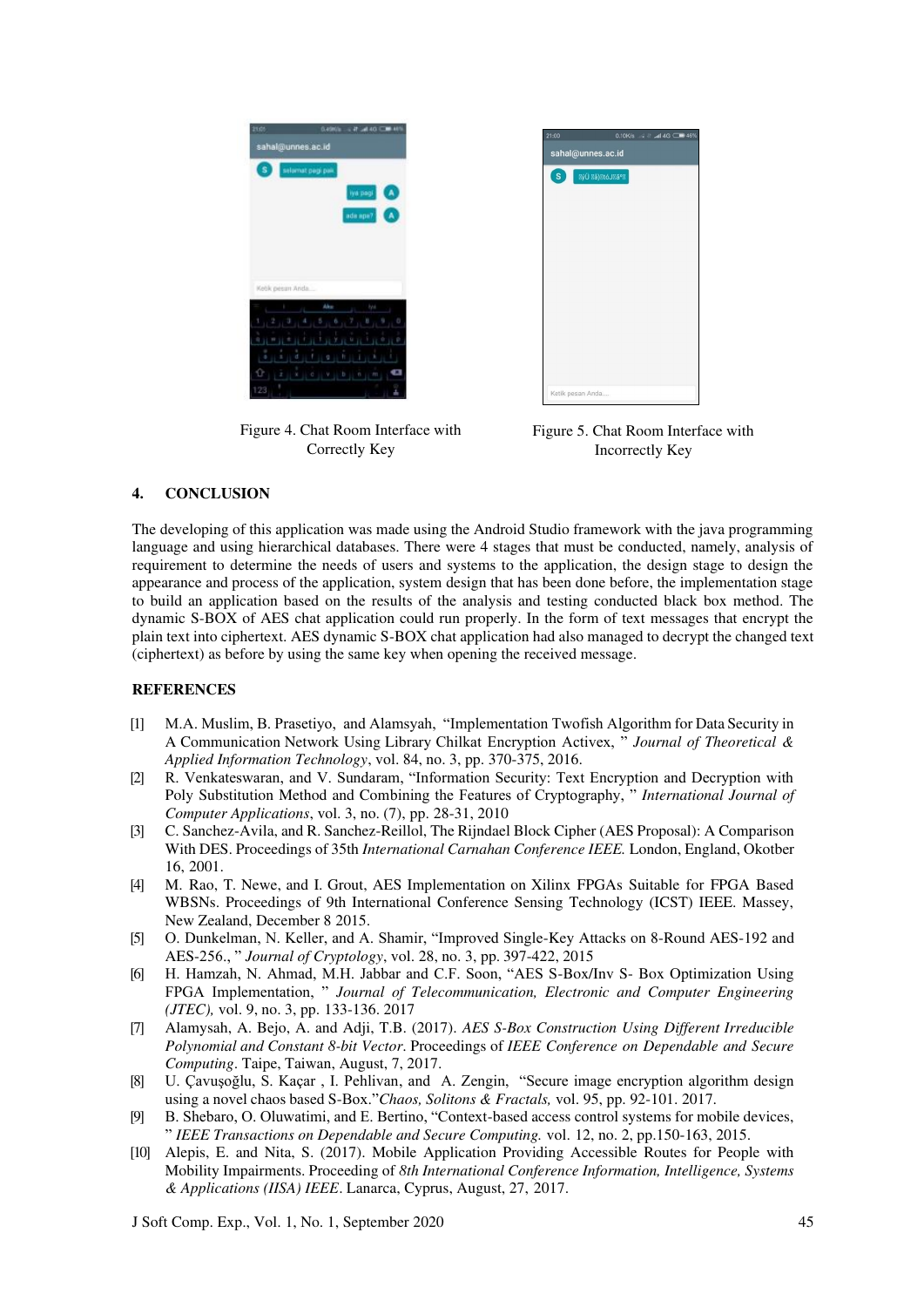Figure 4. Chat Room Interface with Correctly Key

Figure 5. Chat Room Interface with Incorrectly Key

## 4. CONCLUSION

The developing of this application was made using the Android Studio framework with the java programming language and using hierarchical databases. There were 4 stages that must be conducted, namely, analysis of requirement to determine the needs of users and systems to the application, the design stage to design the appearance and process of the application, system design that has been done before, the implementation stage to build an application based on the results of the analysis and testing conducted black box method. The dynamic S-BOX of AES chat application could run properly. In the form of text messages that encrypt the plain text into ciphertext. AES dynamic S-BOX chat application had also managed to decrypt the changed text (ciphertext) as before by using the same key when opening the received message.

## REFERENCES

[1] M.A. Muslim, B. Prasetiyo, and Alamsyah, "Implementation Twofish Algorithm for Data Security in A Communication Network Using Library Chilkat Encryption Activex, " *Journal of Theoretical & Applied Information Technology*, vol. 84, no. 3, pp. 370-375, 2016.

[2] R. Venkateswaran, and V. Sundaram, "Information Security: Text Encryption and Decryption with Poly Substitution Method and Combining the Features of Cryptography, " *International Journal of Computer Applications*, vol. 3, no. (7), pp. 28-31, 2010

[3] C. Sanchez-Avila, and R. Sanchez-Reillol, The Rijndael Block Cipher (AES Proposal): A Comparison With DES. Proceedings of 35th *International Carnahan Conference IEEE.* London, England, Okotber 16, 2001.

[4] M. Rao, T. Newe, and I. Grout, AES Implementation on Xilinx FPGAs Suitable for FPGA Based WBSNs. Proceedings of 9th International Conference Sensing Technology (ICST) IEEE. Massey, New Zealand, December 8 2015.

[5] O. Dunkelman, N. Keller, and A. Shamir, "Improved Single-Key Attacks on 8-Round AES-192 and AES-256., " *Journal of Cryptology*, vol. 28, no. 3, pp. 397-422, 2015

[6] H. Hamzah, N. Ahmad, M.H. Jabbar and C.F. Soon, "AES S-Box/Inv S- Box Optimization Using FPGA Implementation, " *Journal of Telecommunication, Electronic and Computer Engineering (JTEC),* vol. 9, no. 3, pp. 133-136. 2017

[7] Alamysah, A. Bejo, A. and Adji, T.B. (2017). *AES S-Box Construction Using Different Irreducible Polynomial and Constant 8-bit Vector*. Proceedings of *IEEE Conference on Dependable and Secure Computing*. Taipe, Taiwan, August, 7, 2017.

[8] U. Çavuşoğlu, S. Kaçar , I. Pehlivan, and A. Zengin, "Secure image encryption algorithm design using a novel chaos based S-Box."*Chaos, Solitons & Fractals,* vol. 95, pp. 92-101. 2017.

[9] B. Shebaro, O. Oluwatimi, and E. Bertino, "Context-based access control systems for mobile devices, " *IEEE Transactions on Dependable and Secure Computing.* vol. 12, no. 2, pp.150-163, 2015.

[10] Alepis, E. and Nita, S. (2017). Mobile Application Providing Accessible Routes for People with Mobility Impairments. Proceeding of *8th International Conference Information, Intelligence, Systems & Applications (IISA) IEEE*. Lanarca, Cyprus, August, 27, 2017.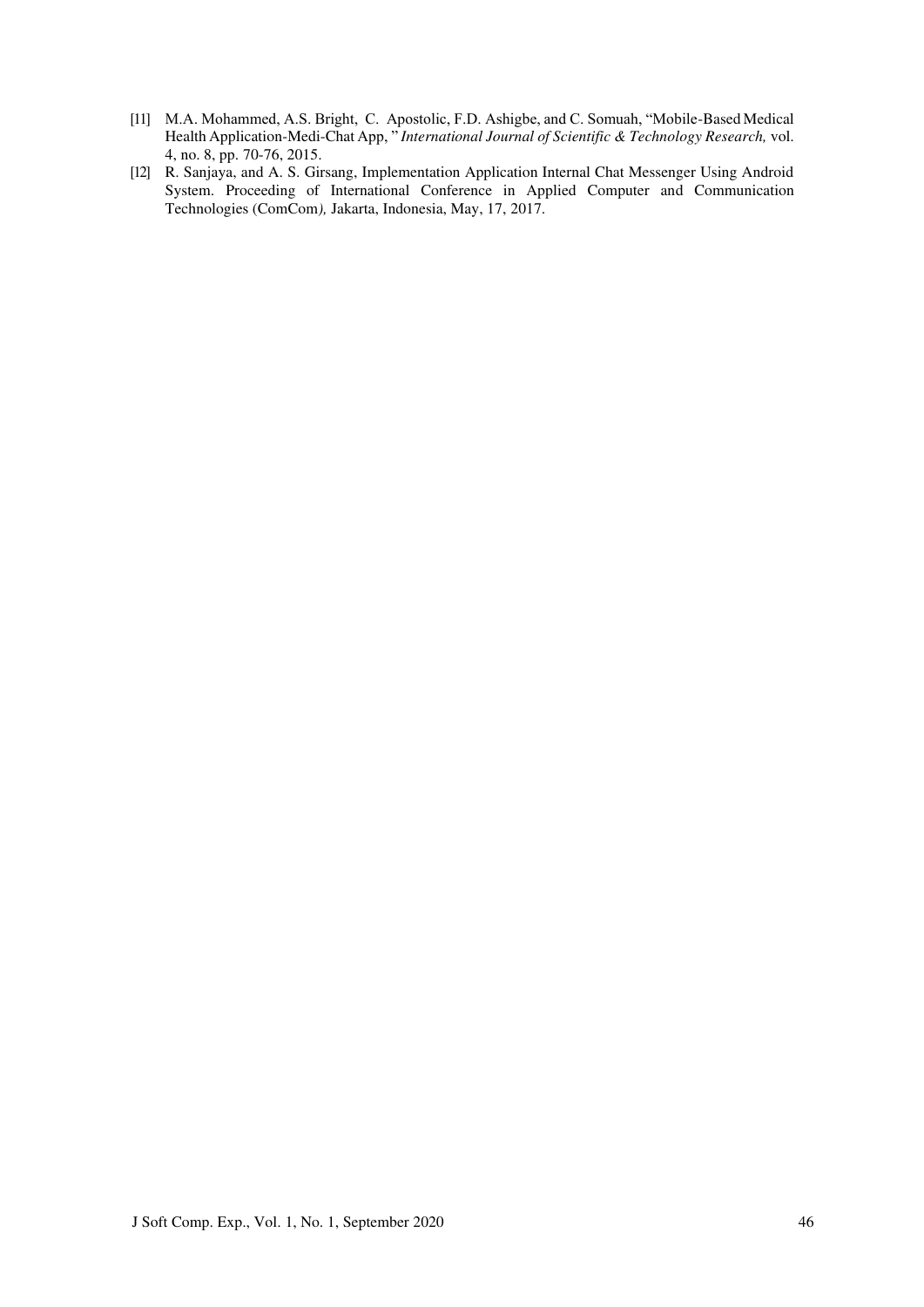[11] M.A. Mohammed, A.S. Bright, C. Apostolic, F.D. Ashigbe, and C. Somuah, "Mobile-Based Medical Health Application-Medi-Chat App, " *International Journal of Scientific & Technology Research,* vol. 4, no. 8, pp. 70-76, 2015.

[12] R. Sanjaya, and A. S. Girsang, Implementation Application Internal Chat Messenger Using Android System. Proceeding of International Conference in Applied Computer and Communication Technologies (ComCom*),* Jakarta, Indonesia, May, 17, 2017.